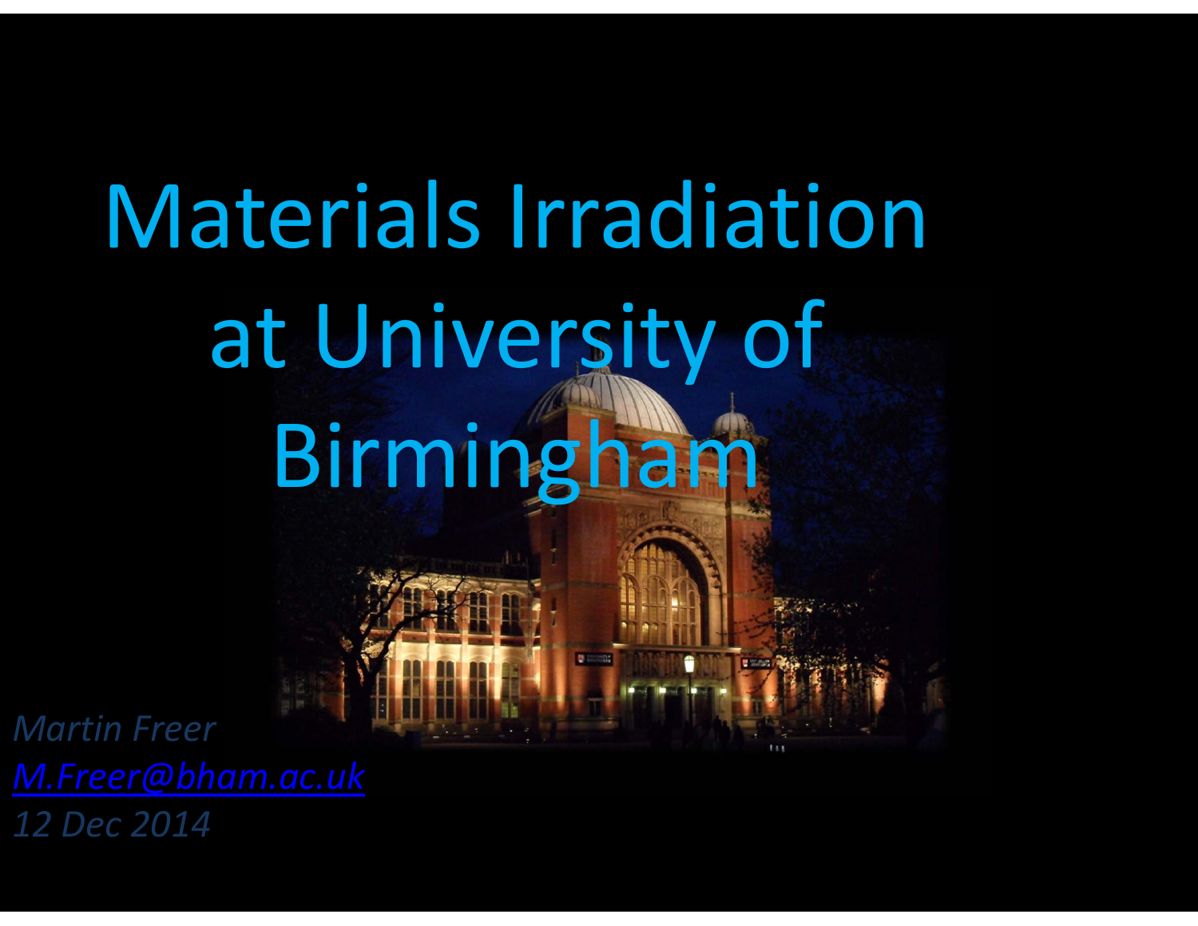# Materials Irradiation at University of Birmingham

*Martin Freer*

*[M.Freer@bham.ac.uk](mailto:M.Freer@bham.ac.uk)*

*12 Dec 2014*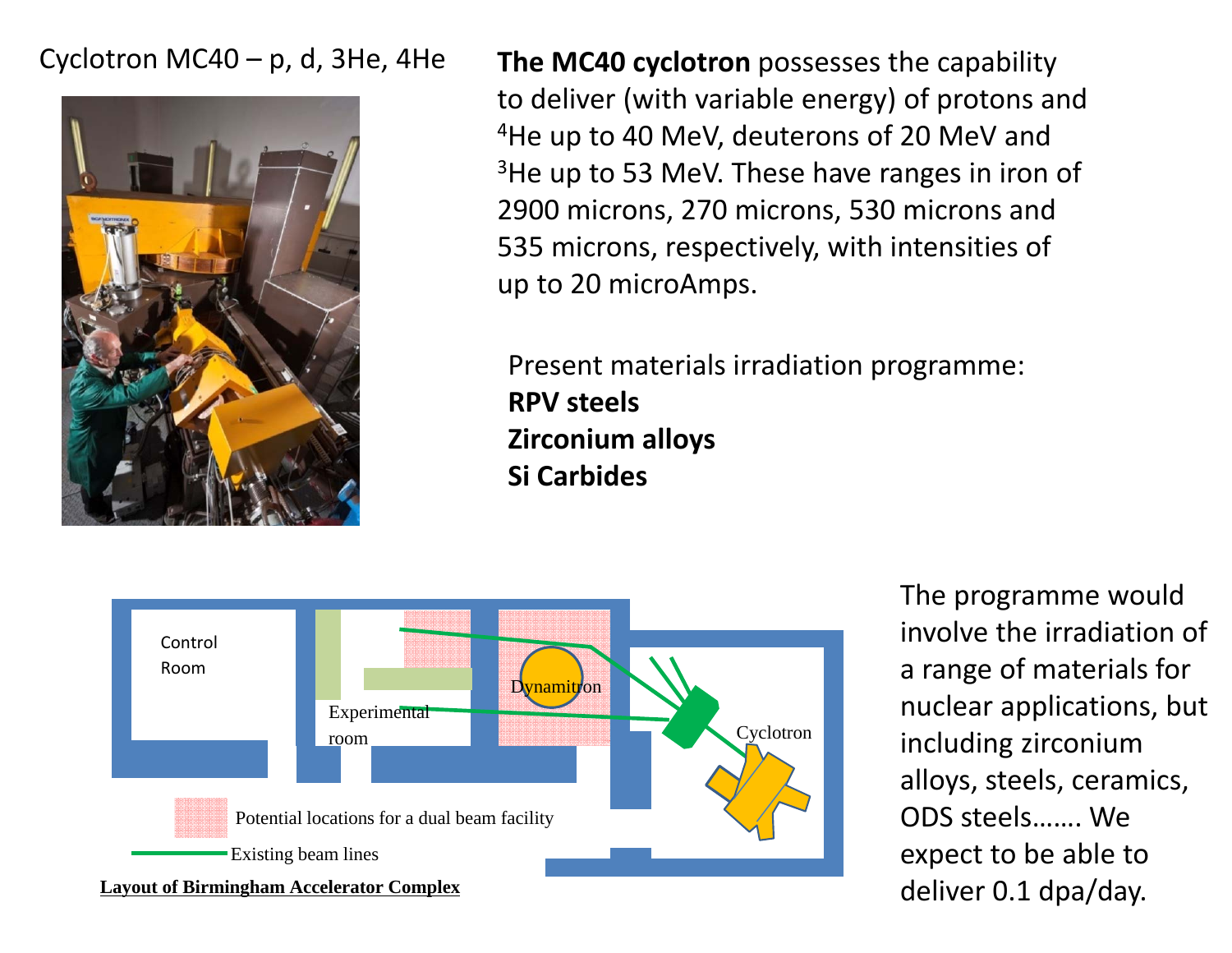Cyclotron MC40 – p, d, 3He, 4He

**The MC40 cyclotron** possesses the capability to deliver (with variable energy) of protons and $^{4}$He up to 40 MeV, deuterons of 20 MeV and $^{3}$He up to 53 MeV. These have ranges in iron of 2900 microns, 270 microns, 530 microns and 535 microns, respectively, with intensities of up to 20 microAmps.

Present materials irradiation programme:

**RPV steels**
**Zirconium alloys**
**Si Carbides**

Control Room

Experimental room

Dynamitron

Cyclotron

Potential locations for a dual beam facility

Existing beam lines

**Layout of Birmingham Accelerator Complex**

The programme would involve the irradiation of a range of materials for nuclear applications, but including zirconium alloys, steels, ceramics, ODS steels……. We expect to be able to deliver 0.1 dpa/day.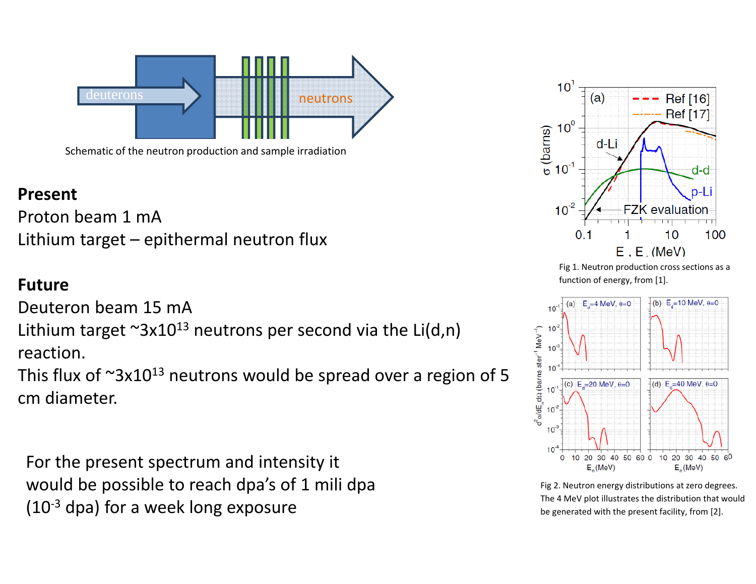Schematic of the neutron production and sample irradiation

**Present**

Proton beam 1 mA

Lithium target – epithermal neutron flux

**Future**

Deuteron beam 15 mA

Lithium target ~$3x10^{13}$ neutrons per second via the Li(d,n) reaction.

This flux of ~$3x10^{13}$ neutrons would be spread over a region of 5 cm diameter.

For the present spectrum and intensity it would be possible to reach dpa's of 1 mili dpa ($10^{-3}$ dpa) for a week long exposure

Fig 1. Neutron production cross sections as a function of energy, from [1].

Fig 2. Neutron energy distributions at zero degrees. The 4 MeV plot illustrates the distribution that would be generated with the present facility, from [2].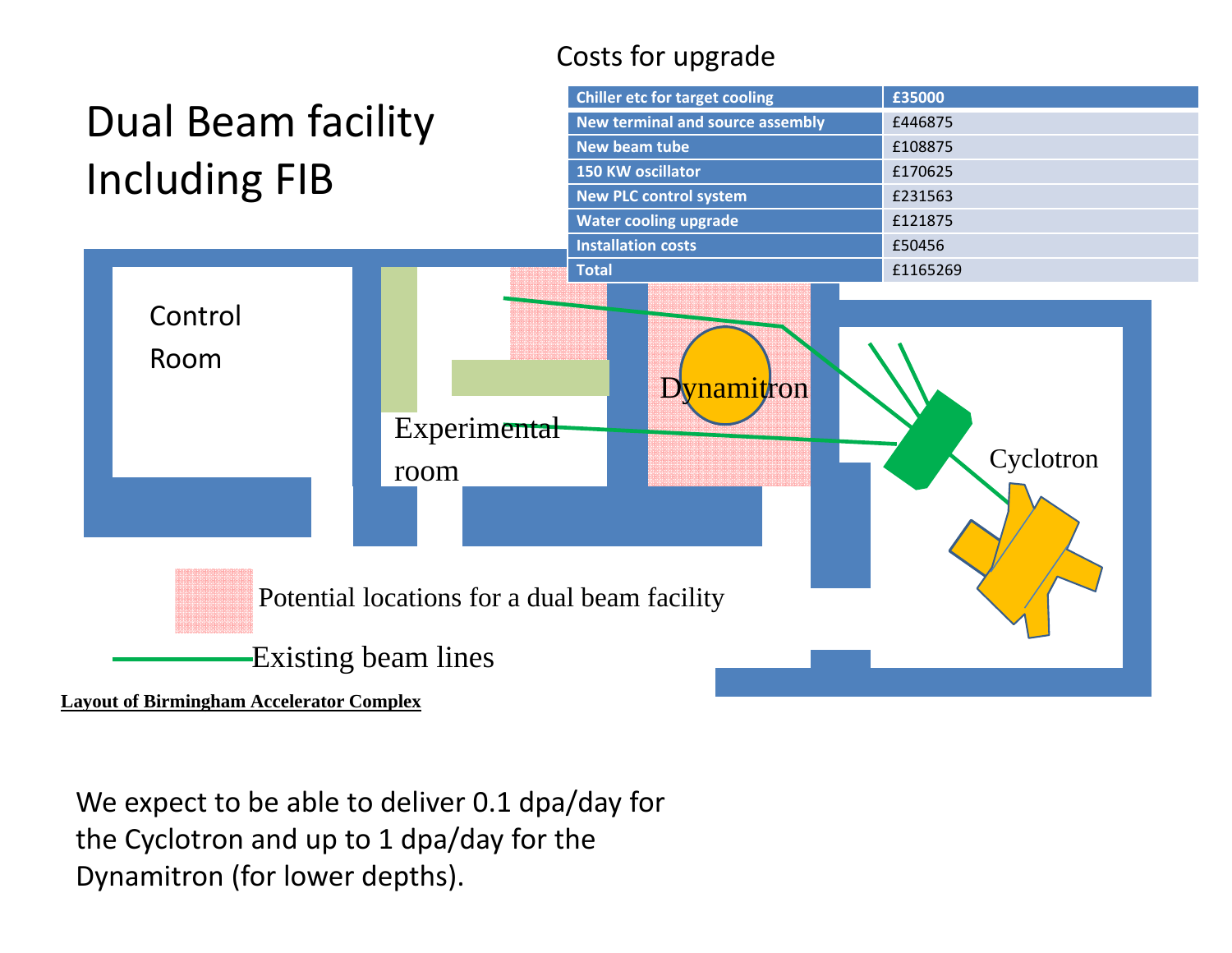# Dual Beam facility Including FIB

Costs for upgrade

| | |
|---|---|
| Chiller etc for target cooling | £35000 |
| New terminal and source assembly | £446875 |
| New beam tube | £108875 |
| 150 KW oscillator | £170625 |
| New PLC control system | £231563 |
| Water cooling upgrade | £121875 |
| Installation costs | £50456 |
| Total | £1165269 |

Control Room

Experimental room

Dynamitron

Cyclotron

Potential locations for a dual beam facility

Existing beam lines

**Layout of Birmingham Accelerator Complex**

We expect to be able to deliver 0.1 dpa/day for the Cyclotron and up to 1 dpa/day for the Dynamitron (for lower depths).